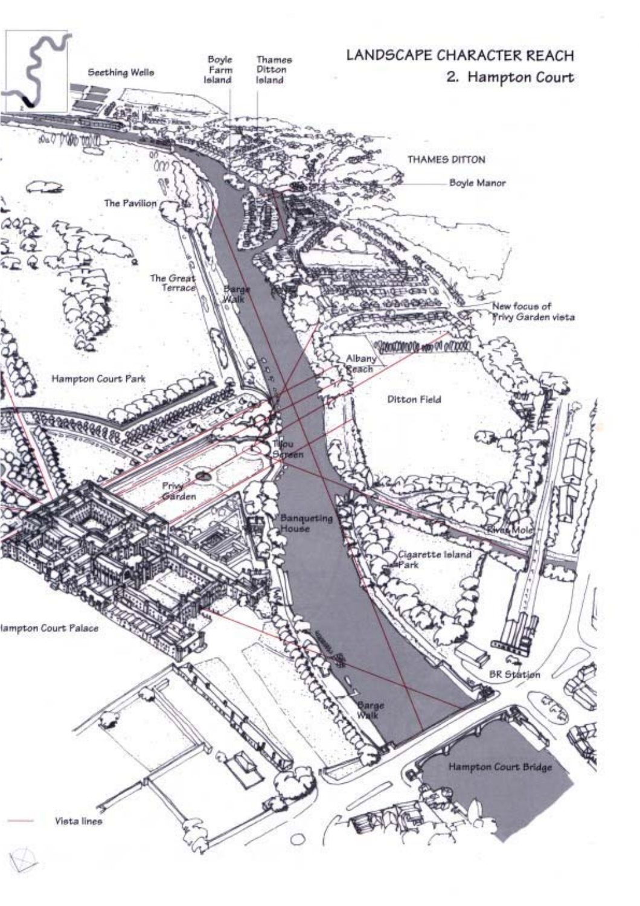# LANDSCAPE CHARACTER REACH

## 2. Hampton Court

Seething Wells

Boyle Farm Island

Thames Ditton Island

THAMES DITTON

Boyle Manor

The Pavilion

The Great Terrace

Barge Walk

New focus of Privy Garden vista

Albany Reach

Hampton Court Park

Ditton Field

Tijou Screen

Privy Garden

Banqueting House

River Mole

Cigarette Island Park

Hampton Court Palace

BR Station

Barge Walk

Hampton Court Bridge

Vista lines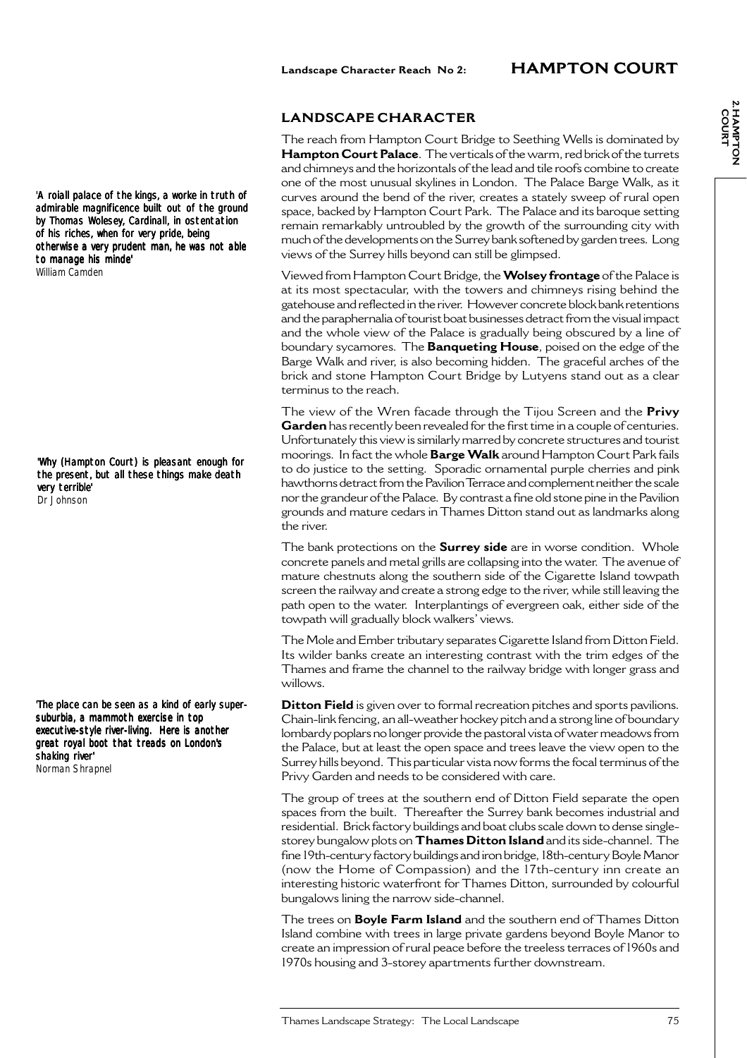# Landscape Character Reach No 2: HAMPTON COURT

## LANDSCAPE CHARACTER

*'A roiall palace of the kings, a worke in truth of admirable magnificence built out of the ground by Thomas Wolesey, Cardinall, in ostentation of his riches, when for very pride, being otherwise a very prudent man, he was not able to manage his minde'*
*William Camden*

The reach from Hampton Court Bridge to Seething Wells is dominated by **Hampton Court Palace**. The verticals of the warm, red brick of the turrets and chimneys and the horizontals of the lead and tile roofs combine to create one of the most unusual skylines in London. The Palace Barge Walk, as it curves around the bend of the river, creates a stately sweep of rural open space, backed by Hampton Court Park. The Palace and its baroque setting remain remarkably untroubled by the growth of the surrounding city with much of the developments on the Surrey bank softened by garden trees. Long views of the Surrey hills beyond can still be glimpsed.

Viewed from Hampton Court Bridge, the **Wolsey frontage** of the Palace is at its most spectacular, with the towers and chimneys rising behind the gatehouse and reflected in the river. However concrete block bank retentions and the paraphernalia of tourist boat businesses detract from the visual impact and the whole view of the Palace is gradually being obscured by a line of boundary sycamores. The **Banqueting House**, poised on the edge of the Barge Walk and river, is also becoming hidden. The graceful arches of the brick and stone Hampton Court Bridge by Lutyens stand out as a clear terminus to the reach.

*'Why (Hampton Court) is pleasant enough for the present, but all these things make death very terrible'*
*Dr Johnson*

The view of the Wren facade through the Tijou Screen and the **Privy Garden** has recently been revealed for the first time in a couple of centuries. Unfortunately this view is similarly marred by concrete structures and tourist moorings. In fact the whole **Barge Walk** around Hampton Court Park fails to do justice to the setting. Sporadic ornamental purple cherries and pink hawthorns detract from the Pavilion Terrace and complement neither the scale nor the grandeur of the Palace. By contrast a fine old stone pine in the Pavilion grounds and mature cedars in Thames Ditton stand out as landmarks along the river.

The bank protections on the **Surrey side** are in worse condition. Whole concrete panels and metal grills are collapsing into the water. The avenue of mature chestnuts along the southern side of the Cigarette Island towpath screen the railway and create a strong edge to the river, while still leaving the path open to the water. Interplantings of evergreen oak, either side of the towpath will gradually block walkers' views.

The Mole and Ember tributary separates Cigarette Island from Ditton Field. Its wilder banks create an interesting contrast with the trim edges of the Thames and frame the channel to the railway bridge with longer grass and willows.

*'The place can be seen as a kind of early super-suburbia, a mammoth exercise in top executive-style river-living. Here is another great royal boot that treads on London's shaking river'*
*Norman Shrapnel*

**Ditton Field** is given over to formal recreation pitches and sports pavilions. Chain-link fencing, an all-weather hockey pitch and a strong line of boundary lombardy poplars no longer provide the pastoral vista of water meadows from the Palace, but at least the open space and trees leave the view open to the Surrey hills beyond. This particular vista now forms the focal terminus of the Privy Garden and needs to be considered with care.

The group of trees at the southern end of Ditton Field separate the open spaces from the built. Thereafter the Surrey bank becomes industrial and residential. Brick factory buildings and boat clubs scale down to dense single-storey bungalow plots on **Thames Ditton Island** and its side-channel. The fine 19th-century factory buildings and iron bridge, 18th-century Boyle Manor (now the Home of Compassion) and the 17th-century inn create an interesting historic waterfront for Thames Ditton, surrounded by colourful bungalows lining the narrow side-channel.

The trees on **Boyle Farm Island** and the southern end of Thames Ditton Island combine with trees in large private gardens beyond Boyle Manor to create an impression of rural peace before the treeless terraces of 1960s and 1970s housing and 3-storey apartments further downstream.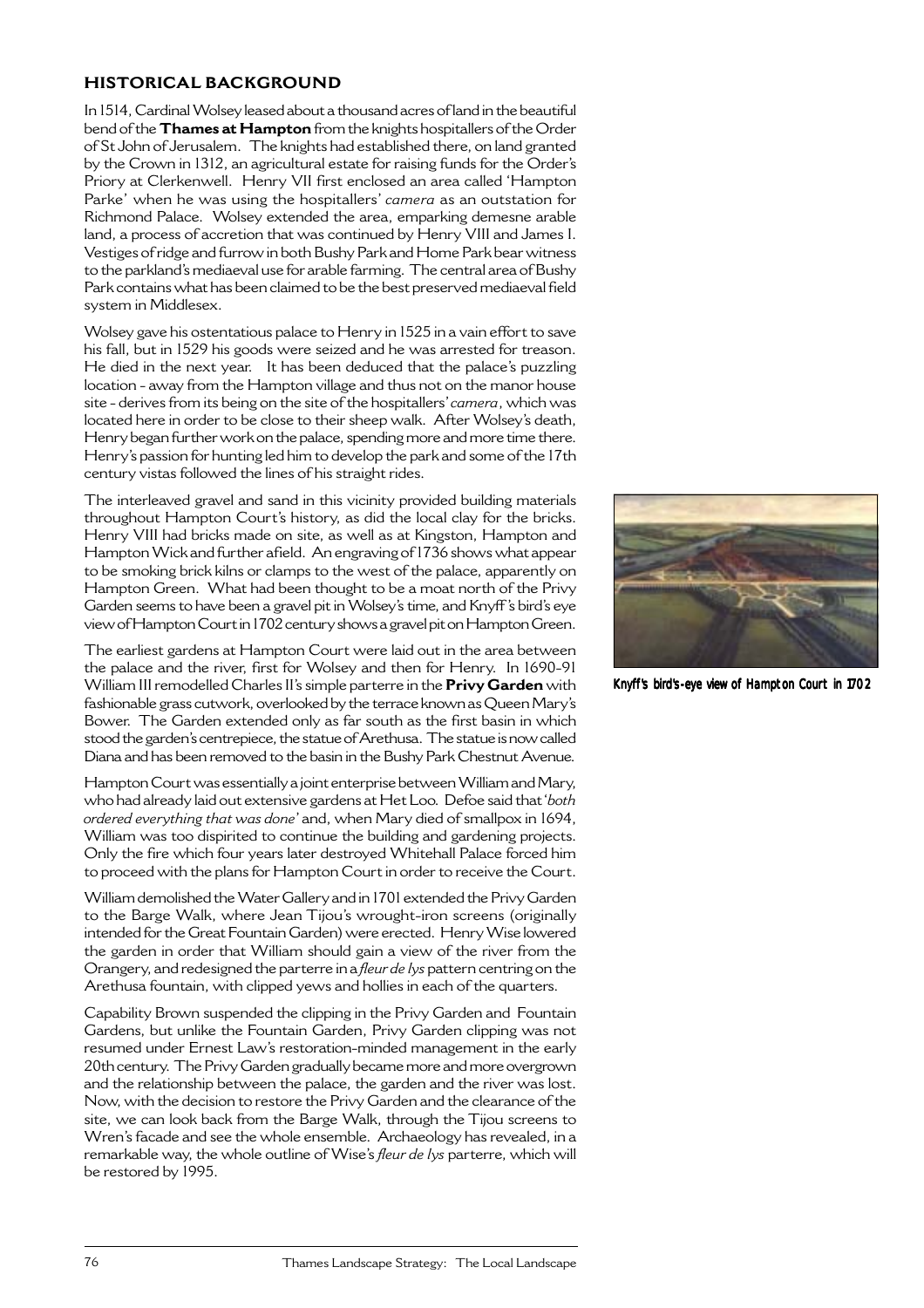## HISTORICAL BACKGROUND

In 1514, Cardinal Wolsey leased about a thousand acres of land in the beautiful bend of the **Thames at Hampton** from the knights hospitallers of the Order of St John of Jerusalem. The knights had established there, on land granted by the Crown in 1312, an agricultural estate for raising funds for the Order's Priory at Clerkenwell. Henry VII first enclosed an area called 'Hampton Parke' when he was using the hospitallers' *camera* as an outstation for Richmond Palace. Wolsey extended the area, emparking demesne arable land, a process of accretion that was continued by Henry VIII and James I. Vestiges of ridge and furrow in both Bushy Park and Home Park bear witness to the parkland's mediaeval use for arable farming. The central area of Bushy Park contains what has been claimed to be the best preserved mediaeval field system in Middlesex.

Wolsey gave his ostentatious palace to Henry in 1525 in a vain effort to save his fall, but in 1529 his goods were seized and he was arrested for treason. He died in the next year. It has been deduced that the palace's puzzling location - away from the Hampton village and thus not on the manor house site - derives from its being on the site of the hospitallers' *camera*, which was located here in order to be close to their sheep walk. After Wolsey's death, Henry began further work on the palace, spending more and more time there. Henry's passion for hunting led him to develop the park and some of the 17th century vistas followed the lines of his straight rides.

The interleaved gravel and sand in this vicinity provided building materials throughout Hampton Court's history, as did the local clay for the bricks. Henry VIII had bricks made on site, as well as at Kingston, Hampton and Hampton Wick and further afield. An engraving of 1736 shows what appear to be smoking brick kilns or clamps to the west of the palace, apparently on Hampton Green. What had been thought to be a moat north of the Privy Garden seems to have been a gravel pit in Wolsey's time, and Knyff's bird's eye view of Hampton Court in 1702 century shows a gravel pit on Hampton Green.

The earliest gardens at Hampton Court were laid out in the area between the palace and the river, first for Wolsey and then for Henry. In 1690-91 William III remodelled Charles II's simple parterre in the **Privy Garden** with fashionable grass cutwork, overlooked by the terrace known as Queen Mary's Bower. The Garden extended only as far south as the first basin in which stood the garden's centrepiece, the statue of Arethusa. The statue is now called Diana and has been removed to the basin in the Bushy Park Chestnut Avenue.

Hampton Court was essentially a joint enterprise between William and Mary, who had already laid out extensive gardens at Het Loo. Defoe said that '*both ordered everything that was done*' and, when Mary died of smallpox in 1694, William was too dispirited to continue the building and gardening projects. Only the fire which four years later destroyed Whitehall Palace forced him to proceed with the plans for Hampton Court in order to receive the Court.

William demolished the Water Gallery and in 1701 extended the Privy Garden to the Barge Walk, where Jean Tijou's wrought-iron screens (originally intended for the Great Fountain Garden) were erected. Henry Wise lowered the garden in order that William should gain a view of the river from the Orangery, and redesigned the parterre in a *fleur de lys* pattern centring on the Arethusa fountain, with clipped yews and hollies in each of the quarters.

Capability Brown suspended the clipping in the Privy Garden and Fountain Gardens, but unlike the Fountain Garden, Privy Garden clipping was not resumed under Ernest Law's restoration-minded management in the early 20th century. The Privy Garden gradually became more and more overgrown and the relationship between the palace, the garden and the river was lost. Now, with the decision to restore the Privy Garden and the clearance of the site, we can look back from the Barge Walk, through the Tijou screens to Wren's facade and see the whole ensemble. Archaeology has revealed, in a remarkable way, the whole outline of Wise's *fleur de lys* parterre, which will be restored by 1995.

Knyff's bird's-eye view of Hampton Court in 1702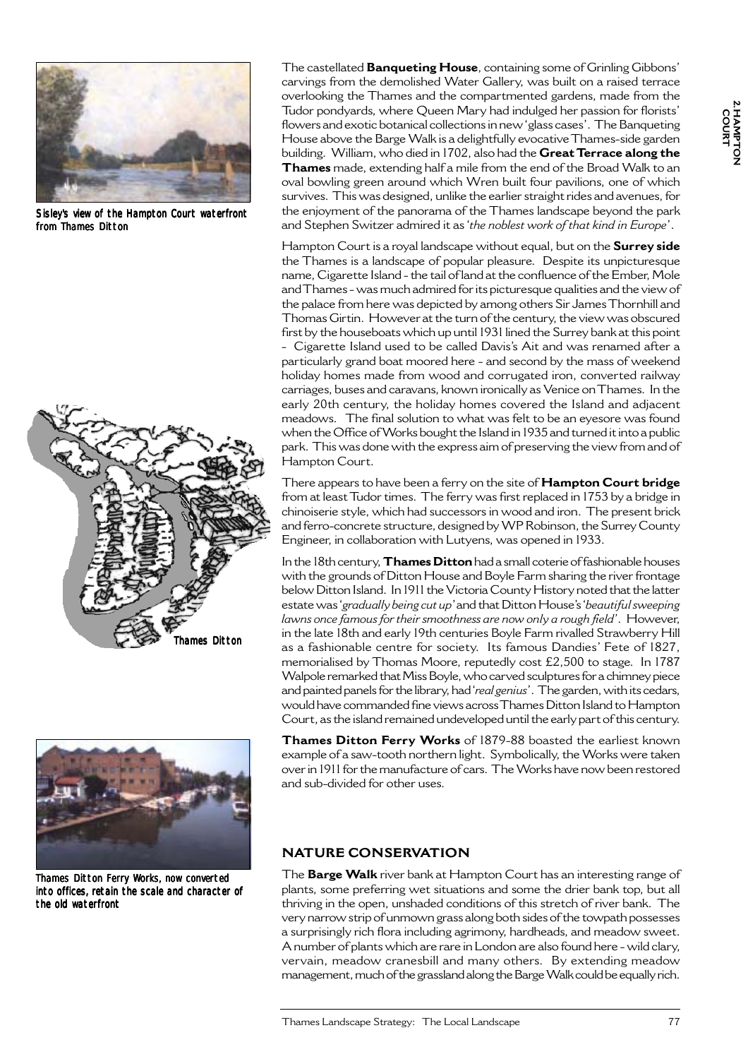Sisley's view of the Hampton Court waterfront from Thames Ditton

The castellated **Banqueting House**, containing some of Grinling Gibbons' carvings from the demolished Water Gallery, was built on a raised terrace overlooking the Thames and the compartmented gardens, made from the Tudor pondyards, where Queen Mary had indulged her passion for florists' flowers and exotic botanical collections in new 'glass cases'. The Banqueting House above the Barge Walk is a delightfully evocative Thames-side garden building. William, who died in 1702, also had the **Great Terrace along the Thames** made, extending half a mile from the end of the Broad Walk to an oval bowling green around which Wren built four pavilions, one of which survives. This was designed, unlike the earlier straight rides and avenues, for the enjoyment of the panorama of the Thames landscape beyond the park and Stephen Switzer admired it as '*the noblest work of that kind in Europe*'.

Hampton Court is a royal landscape without equal, but on the **Surrey side** the Thames is a landscape of popular pleasure. Despite its unpicturesque name, Cigarette Island - the tail of land at the confluence of the Ember, Mole and Thames - was much admired for its picturesque qualities and the view of the palace from here was depicted by among others Sir James Thornhill and Thomas Girtin. However at the turn of the century, the view was obscured first by the houseboats which up until 1931 lined the Surrey bank at this point - Cigarette Island used to be called Davis's Ait and was renamed after a particularly grand boat moored here - and second by the mass of weekend holiday homes made from wood and corrugated iron, converted railway carriages, buses and caravans, known ironically as Venice on Thames. In the early 20th century, the holiday homes covered the Island and adjacent meadows. The final solution to what was felt to be an eyesore was found when the Office of Works bought the Island in 1935 and turned it into a public park. This was done with the express aim of preserving the view from and of Hampton Court.

Thames Ditton

There appears to have been a ferry on the site of **Hampton Court bridge** from at least Tudor times. The ferry was first replaced in 1753 by a bridge in chinoiserie style, which had successors in wood and iron. The present brick and ferro-concrete structure, designed by WP Robinson, the Surrey County Engineer, in collaboration with Lutyens, was opened in 1933.

In the 18th century, **Thames Ditton** had a small coterie of fashionable houses with the grounds of Ditton House and Boyle Farm sharing the river frontage below Ditton Island. In 1911 the Victoria County History noted that the latter estate was '*gradually being cut up*' and that Ditton House's '*beautiful sweeping lawns once famous for their smoothness are now only a rough field*'. However, in the late 18th and early 19th centuries Boyle Farm rivalled Strawberry Hill as a fashionable centre for society. Its famous Dandies' Fete of 1827, memorialised by Thomas Moore, reputedly cost £2,500 to stage. In 1787 Walpole remarked that Miss Boyle, who carved sculptures for a chimney piece and painted panels for the library, had '*real genius*'. The garden, with its cedars, would have commanded fine views across Thames Ditton Island to Hampton Court, as the island remained undeveloped until the early part of this century.

**Thames Ditton Ferry Works** of 1879-88 boasted the earliest known example of a saw-tooth northern light. Symbolically, the Works were taken over in 1911 for the manufacture of cars. The Works have now been restored and sub-divided for other uses.

Thames Ditton Ferry Works, now converted into offices, retain the scale and character of the old waterfront

## NATURE CONSERVATION

The **Barge Walk** river bank at Hampton Court has an interesting range of plants, some preferring wet situations and some the drier bank top, but all thriving in the open, unshaded conditions of this stretch of river bank. The very narrow strip of unmown grass along both sides of the towpath possesses a surprisingly rich flora including agrimony, hardheads, and meadow sweet. A number of plants which are rare in London are also found here - wild clary, vervain, meadow cranesbill and many others. By extending meadow management, much of the grassland along the Barge Walk could be equally rich.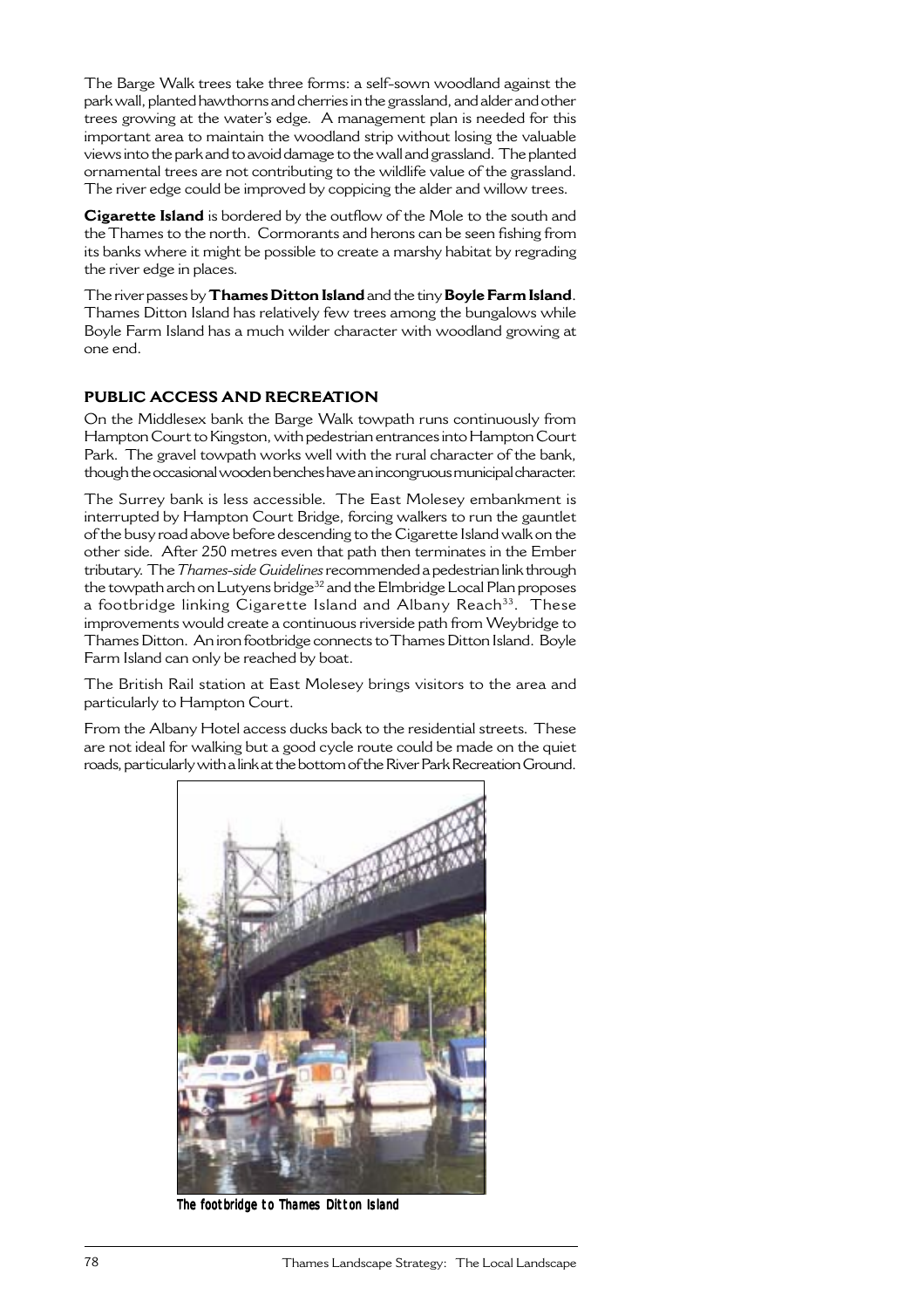The Barge Walk trees take three forms: a self-sown woodland against the park wall, planted hawthorns and cherries in the grassland, and alder and other trees growing at the water's edge. A management plan is needed for this important area to maintain the woodland strip without losing the valuable views into the park and to avoid damage to the wall and grassland. The planted ornamental trees are not contributing to the wildlife value of the grassland. The river edge could be improved by coppicing the alder and willow trees.

**Cigarette Island** is bordered by the outflow of the Mole to the south and the Thames to the north. Cormorants and herons can be seen fishing from its banks where it might be possible to create a marshy habitat by regrading the river edge in places.

The river passes by **Thames Ditton Island** and the tiny **Boyle Farm Island**. Thames Ditton Island has relatively few trees among the bungalows while Boyle Farm Island has a much wilder character with woodland growing at one end.

## PUBLIC ACCESS AND RECREATION

On the Middlesex bank the Barge Walk towpath runs continuously from Hampton Court to Kingston, with pedestrian entrances into Hampton Court Park. The gravel towpath works well with the rural character of the bank, though the occasional wooden benches have an incongruous municipal character.

The Surrey bank is less accessible. The East Molesey embankment is interrupted by Hampton Court Bridge, forcing walkers to run the gauntlet of the busy road above before descending to the Cigarette Island walk on the other side. After 250 metres even that path then terminates in the Ember tributary. The *Thames-side Guidelines* recommended a pedestrian link through the towpath arch on Lutyens bridge[32] and the Elmbridge Local Plan proposes a footbridge linking Cigarette Island and Albany Reach[33]. These improvements would create a continuous riverside path from Weybridge to Thames Ditton. An iron footbridge connects to Thames Ditton Island. Boyle Farm Island can only be reached by boat.

The British Rail station at East Molesey brings visitors to the area and particularly to Hampton Court.

From the Albany Hotel access ducks back to the residential streets. These are not ideal for walking but a good cycle route could be made on the quiet roads, particularly with a link at the bottom of the River Park Recreation Ground.

*The footbridge to Thames Ditton Island*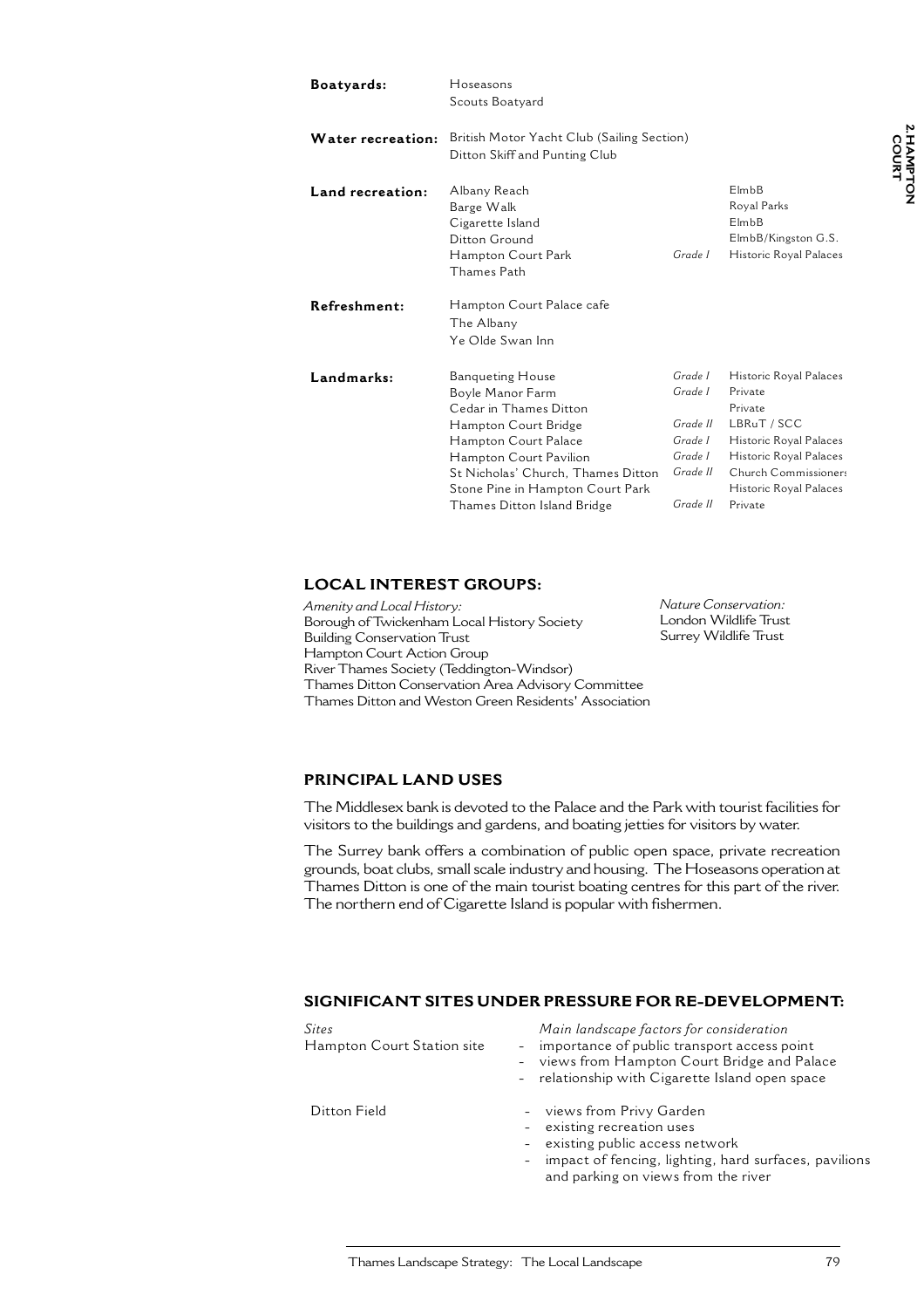| | | | |
|---|---|---|---|
| **Boatyards:** | Hoseasons | | |
| | Scouts Boatyard | | |
| **Water recreation:** | British Motor Yacht Club (Sailing Section) | | |
| | Ditton Skiff and Punting Club | | |
| **Land recreation:** | Albany Reach | | ElmbB |
| | Barge Walk | | Royal Parks |
| | Cigarette Island | | ElmbB |
| | Ditton Ground | | ElmbB/Kingston G.S. |
| | Hampton Court Park | *Grade I* | Historic Royal Palaces |
| | Thames Path | | |
| **Refreshment:** | Hampton Court Palace cafe | | |
| | The Albany | | |
| | Ye Olde Swan Inn | | |
| **Landmarks:** | Banqueting House | *Grade I* | Historic Royal Palaces |
| | Boyle Manor Farm | *Grade I* | Private |
| | Cedar in Thames Ditton | | Private |
| | Hampton Court Bridge | *Grade II* | LBRuT / SCC |
| | Hampton Court Palace | *Grade I* | Historic Royal Palaces |
| | Hampton Court Pavilion | *Grade I* | Historic Royal Palaces |
| | St Nicholas' Church, Thames Ditton | *Grade II* | Church Commissioners |
| | Stone Pine in Hampton Court Park | | Historic Royal Palaces |
| | Thames Ditton Island Bridge | *Grade II* | Private |

## LOCAL INTEREST GROUPS:

*Amenity and Local History:*
Borough of Twickenham Local History Society
Building Conservation Trust
Hampton Court Action Group
River Thames Society (Teddington-Windsor)
Thames Ditton Conservation Area Advisory Committee
Thames Ditton and Weston Green Residents' Association

*Nature Conservation:*
London Wildlife Trust
Surrey Wildlife Trust

## PRINCIPAL LAND USES

The Middlesex bank is devoted to the Palace and the Park with tourist facilities for visitors to the buildings and gardens, and boating jetties for visitors by water.

The Surrey bank offers a combination of public open space, private recreation grounds, boat clubs, small scale industry and housing. The Hoseasons operation at Thames Ditton is one of the main tourist boating centres for this part of the river. The northern end of Cigarette Island is popular with fishermen.

## SIGNIFICANT SITES UNDER PRESSURE FOR RE-DEVELOPMENT:

| *Sites* | *Main landscape factors for consideration* |
|---|---|
| Hampton Court Station site | - importance of public transport access point<br>- views from Hampton Court Bridge and Palace<br>- relationship with Cigarette Island open space |
| Ditton Field | - views from Privy Garden<br>- existing recreation uses<br>- existing public access network<br>- impact of fencing, lighting, hard surfaces, pavilions and parking on views from the river |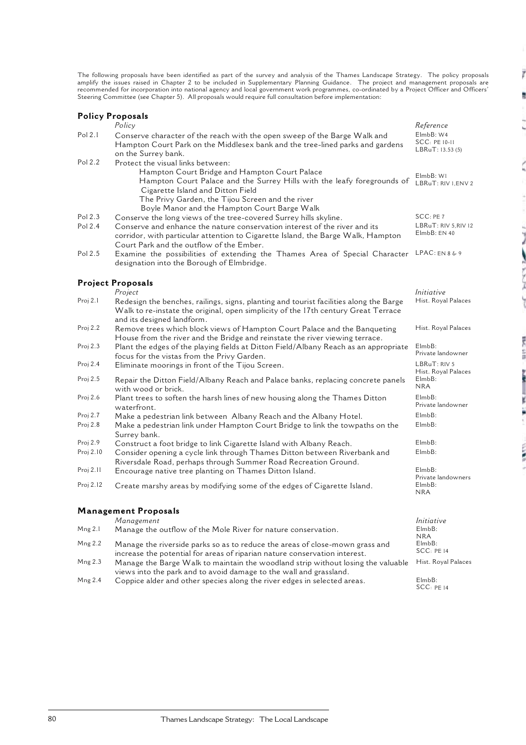The following proposals have been identified as part of the survey and analysis of the Thames Landscape Strategy. The policy proposals amplify the issues raised in Chapter 2 to be included in Supplementary Planning Guidance. The project and management proposals are recommended for incorporation into national agency and local government work programmes, co-ordinated by a Project Officer and Officers' Steering Committee (see Chapter 5). All proposals would require full consultation before implementation:

## Policy Proposals

| | *Policy* | *Reference* |
|---|---|---|
| Pol 2.1 | Conserve character of the reach with the open sweep of the Barge Walk and Hampton Court Park on the Middlesex bank and the tree-lined parks and gardens on the Surrey bank. | ElmbB: W4<br>SCC: PE 10-11<br>LBRuT: 13.53 (5) |
| Pol 2.2 | Protect the visual links between:<br>Hampton Court Bridge and Hampton Court Palace<br>Hampton Court Palace and the Surrey Hills with the leafy foregrounds of Cigarette Island and Ditton Field<br>The Privy Garden, the Tijou Screen and the river<br>Boyle Manor and the Hampton Court Barge Walk | ElmbB: W1<br>LBRuT: RIV 1,ENV 2 |
| Pol 2.3 | Conserve the long views of the tree-covered Surrey hills skyline. | SCC: PE 7 |
| Pol 2.4 | Conserve and enhance the nature conservation interest of the river and its corridor, with particular attention to Cigarette Island, the Barge Walk, Hampton Court Park and the outflow of the Ember. | LBRuT: RIV 5,RIV 12<br>ElmbB: EN 40 |
| Pol 2.5 | Examine the possibilities of extending the Thames Area of Special Character designation into the Borough of Elmbridge. | LPAC: EN 8 & 9 |

## Project Proposals

| | *Project* | *Initiative* |
|---|---|---|
| Proj 2.1 | Redesign the benches, railings, signs, planting and tourist facilities along the Barge Walk to re-instate the original, open simplicity of the 17th century Great Terrace and its designed landform. | Hist. Royal Palaces |
| Proj 2.2 | Remove trees which block views of Hampton Court Palace and the Banqueting House from the river and the Bridge and reinstate the river viewing terrace. | Hist. Royal Palaces |
| Proj 2.3 | Plant the edges of the playing fields at Ditton Field/Albany Reach as an appropriate focus for the vistas from the Privy Garden. | ElmbB:<br>Private landowner |
| Proj 2.4 | Eliminate moorings in front of the Tijou Screen. | LBRuT: RIV 5<br>Hist. Royal Palaces |
| Proj 2.5 | Repair the Ditton Field/Albany Reach and Palace banks, replacing concrete panels with wood or brick. | ElmbB:<br>NRA |
| Proj 2.6 | Plant trees to soften the harsh lines of new housing along the Thames Ditton waterfront. | ElmbB:<br>Private landowner |
| Proj 2.7 | Make a pedestrian link between Albany Reach and the Albany Hotel. | ElmbB: |
| Proj 2.8 | Make a pedestrian link under Hampton Court Bridge to link the towpaths on the Surrey bank. | ElmbB: |
| Proj 2.9 | Construct a foot bridge to link Cigarette Island with Albany Reach. | ElmbB: |
| Proj 2.10 | Consider opening a cycle link through Thames Ditton between Riverbank and Riversdale Road, perhaps through Summer Road Recreation Ground. | ElmbB: |
| Proj 2.11 | Encourage native tree planting on Thames Ditton Island. | ElmbB:<br>Private landowners |
| Proj 2.12 | Create marshy areas by modifying some of the edges of Cigarette Island. | ElmbB:<br>NRA |

## Management Proposals

| | *Management* | *Initiative* |
|---|---|---|
| Mng 2.1 | Manage the outflow of the Mole River for nature conservation. | ElmbB:<br>NRA |
| Mng 2.2 | Manage the riverside parks so as to reduce the areas of close-mown grass and increase the potential for areas of riparian nature conservation interest. | ElmbB:<br>SCC: PE 14 |
| Mng 2.3 | Manage the Barge Walk to maintain the woodland strip without losing the valuable views into the park and to avoid damage to the wall and grassland. | Hist. Royal Palaces |
| Mng 2.4 | Coppice alder and other species along the river edges in selected areas. | ElmbB:<br>SCC: PE 14 |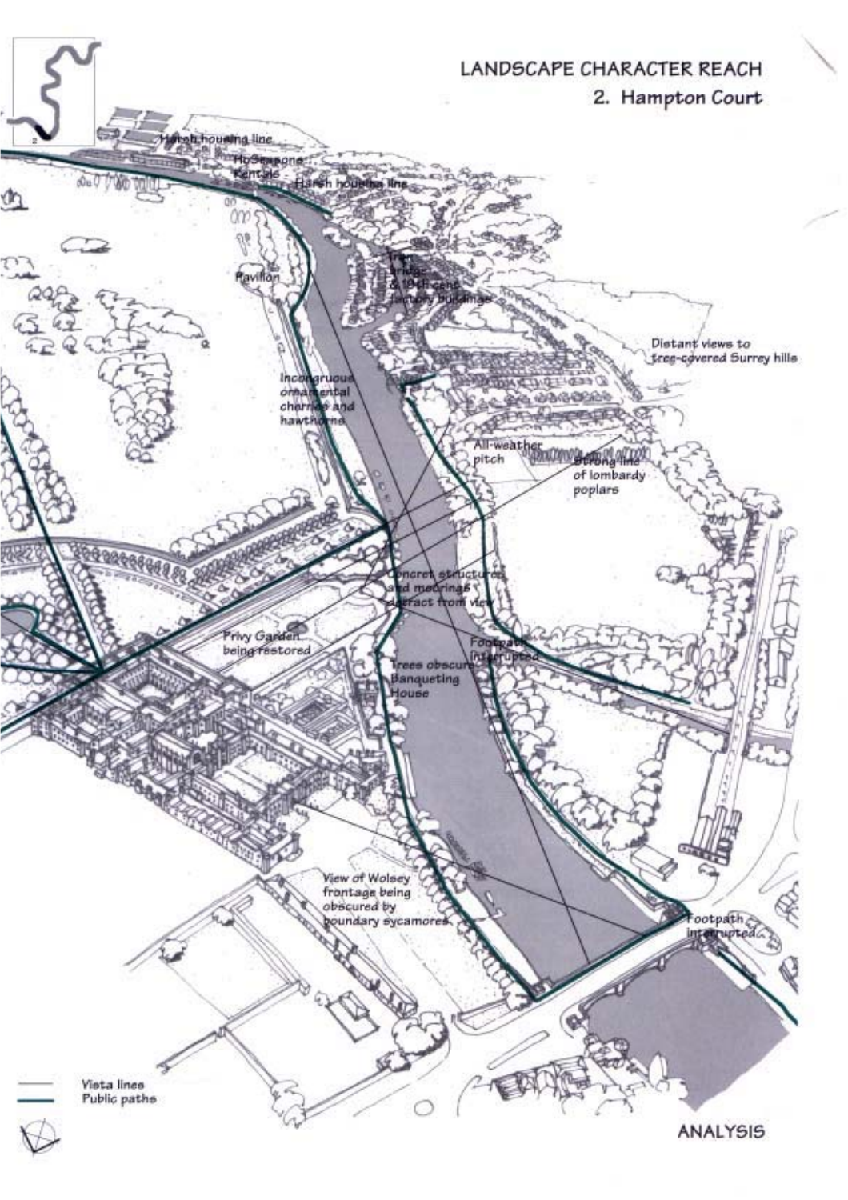# LANDSCAPE CHARACTER REACH

## 2. Hampton Court

Harsh housing line

HoSeasons Rentals

Harsh housing line

Pavilion

Iron bridge & 19th cent factory buildings

Distant views to tree-covered Surrey hills

Incongruous ornamental cherries and hawthorns

All-weather pitch

Strong line of lombardy poplars

Concrete structures and moorings detract from view

Privy Garden being restored

Footpath interrupted

Trees obscure Banqueting House

View of Wolsey frontage being obscured by boundary sycamores

Footpath interrupted

Vista lines

Public paths

ANALYSIS